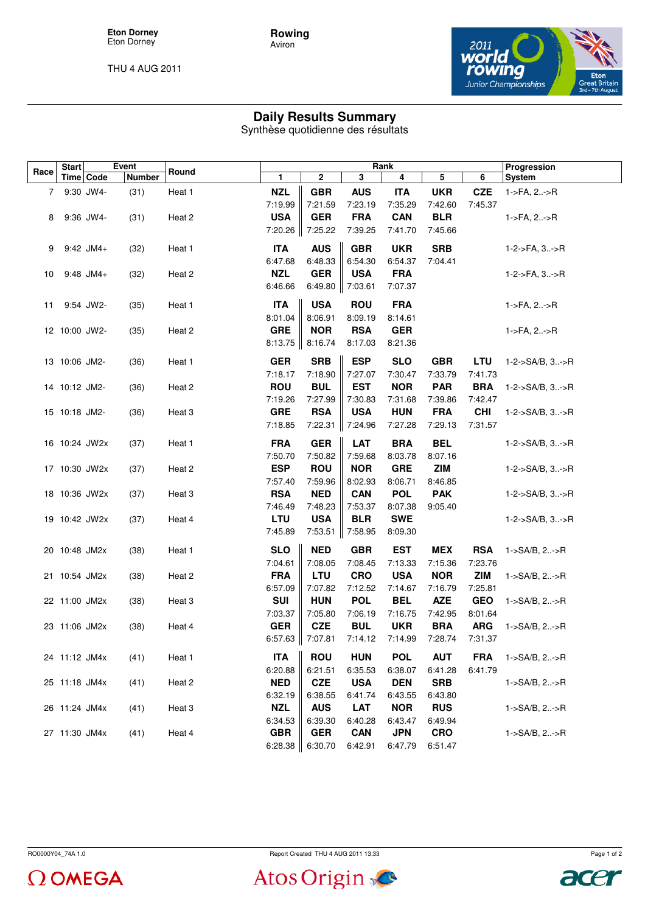Eton Dorney
Eton Dorney

THU 4 AUG 2011

**Rowing**
Aviron

# Daily Results Summary
Synthèse quotidienne des résultats

| Race | Start Time | Event Code | Event Number | Round | Rank 1 | 2 | 3 | 4 | 5 | 6 | Progression System |
|---|---|---|---|---|---|---|---|---|---|---|---|
| 7 | 9:30 | JW4- | (31) | Heat 1 | **NZL** 7:19.99 | **GBR** 7:21.59 | **AUS** 7:23.19 | **ITA** 7:35.29 | **UKR** 7:42.60 | **CZE** 7:45.37 | 1->FA, 2..->R |
| 8 | 9:36 | JW4- | (31) | Heat 2 | **USA** 7:20.26 | **GER** 7:25.22 | **FRA** 7:39.25 | **CAN** 7:41.70 | **BLR** 7:45.66 | | 1->FA, 2..->R |
| 9 | 9:42 | JM4+ | (32) | Heat 1 | **ITA** 6:47.68 | **AUS** 6:48.33 | **GBR** 6:54.30 | **UKR** 6:54.37 | **SRB** 7:04.41 | | 1-2->FA, 3..->R |
| 10 | 9:48 | JM4+ | (32) | Heat 2 | **NZL** 6:46.66 | **GER** 6:49.80 | **USA** 7:03.61 | **FRA** 7:07.37 | | | 1-2->FA, 3..->R |
| 11 | 9:54 | JW2- | (35) | Heat 1 | **ITA** 8:01.04 | **USA** 8:06.91 | **ROU** 8:09.19 | **FRA** 8:14.61 | | | 1->FA, 2..->R |
| 12 | 10:00 | JW2- | (35) | Heat 2 | **GRE** 8:13.75 | **NOR** 8:16.74 | **RSA** 8:17.03 | **GER** 8:21.36 | | | 1->FA, 2..->R |
| 13 | 10:06 | JM2- | (36) | Heat 1 | **GER** 7:18.17 | **SRB** 7:18.90 | **ESP** 7:27.07 | **SLO** 7:30.47 | **GBR** 7:33.79 | **LTU** 7:41.73 | 1-2->SA/B, 3..->R |
| 14 | 10:12 | JM2- | (36) | Heat 2 | **ROU** 7:19.26 | **BUL** 7:27.99 | **EST** 7:30.83 | **NOR** 7:31.68 | **PAR** 7:39.86 | **BRA** 7:42.47 | 1-2->SA/B, 3..->R |
| 15 | 10:18 | JM2- | (36) | Heat 3 | **GRE** 7:18.85 | **RSA** 7:22.31 | **USA** 7:24.96 | **HUN** 7:27.28 | **FRA** 7:29.13 | **CHI** 7:31.57 | 1-2->SA/B, 3..->R |
| 16 | 10:24 | JW2x | (37) | Heat 1 | **FRA** 7:50.70 | **GER** 7:50.82 | **LAT** 7:59.68 | **BRA** 8:03.78 | **BEL** 8:07.16 | | 1-2->SA/B, 3..->R |
| 17 | 10:30 | JW2x | (37) | Heat 2 | **ESP** 7:57.40 | **ROU** 7:59.96 | **NOR** 8:02.93 | **GRE** 8:06.71 | **ZIM** 8:46.85 | | 1-2->SA/B, 3..->R |
| 18 | 10:36 | JW2x | (37) | Heat 3 | **RSA** 7:46.49 | **NED** 7:48.23 | **CAN** 7:53.37 | **POL** 8:07.38 | **PAK** 9:05.40 | | 1-2->SA/B, 3..->R |
| 19 | 10:42 | JW2x | (37) | Heat 4 | **LTU** 7:45.89 | **USA** 7:53.51 | **BLR** 7:58.95 | **SWE** 8:09.30 | | | 1-2->SA/B, 3..->R |
| 20 | 10:48 | JM2x | (38) | Heat 1 | **SLO** 7:04.61 | **NED** 7:08.05 | **GBR** 7:08.45 | **EST** 7:13.33 | **MEX** 7:15.36 | **RSA** 7:23.76 | 1->SA/B, 2..->R |
| 21 | 10:54 | JM2x | (38) | Heat 2 | **FRA** 6:57.09 | **LTU** 7:07.82 | **CRO** 7:12.52 | **USA** 7:14.67 | **NOR** 7:16.79 | **ZIM** 7:25.81 | 1->SA/B, 2..->R |
| 22 | 11:00 | JM2x | (38) | Heat 3 | **SUI** 7:03.37 | **HUN** 7:05.80 | **POL** 7:06.19 | **BEL** 7:16.75 | **AZE** 7:42.95 | **GEO** 8:01.64 | 1->SA/B, 2..->R |
| 23 | 11:06 | JM2x | (38) | Heat 4 | **GER** 6:57.63 | **CZE** 7:07.81 | **BUL** 7:14.12 | **UKR** 7:14.99 | **BRA** 7:28.74 | **ARG** 7:31.37 | 1->SA/B, 2..->R |
| 24 | 11:12 | JM4x | (41) | Heat 1 | **ITA** 6:20.88 | **ROU** 6:21.51 | **HUN** 6:35.53 | **POL** 6:38.07 | **AUT** 6:41.28 | **FRA** 6:41.79 | 1->SA/B, 2..->R |
| 25 | 11:18 | JM4x | (41) | Heat 2 | **NED** 6:32.19 | **CZE** 6:38.55 | **USA** 6:41.74 | **DEN** 6:43.55 | **SRB** 6:43.80 | | 1->SA/B, 2..->R |
| 26 | 11:24 | JM4x | (41) | Heat 3 | **NZL** 6:34.53 | **AUS** 6:39.30 | **LAT** 6:40.28 | **NOR** 6:43.47 | **RUS** 6:49.94 | | 1->SA/B, 2..->R |
| 27 | 11:30 | JM4x | (41) | Heat 4 | **GBR** 6:28.38 | **GER** 6:30.70 | **CAN** 6:42.91 | **JPN** 6:47.79 | **CRO** 6:51.47 | | 1->SA/B, 2..->R |

RO0000Y04_74A 1.0 Report Created THU 4 AUG 2011 13:33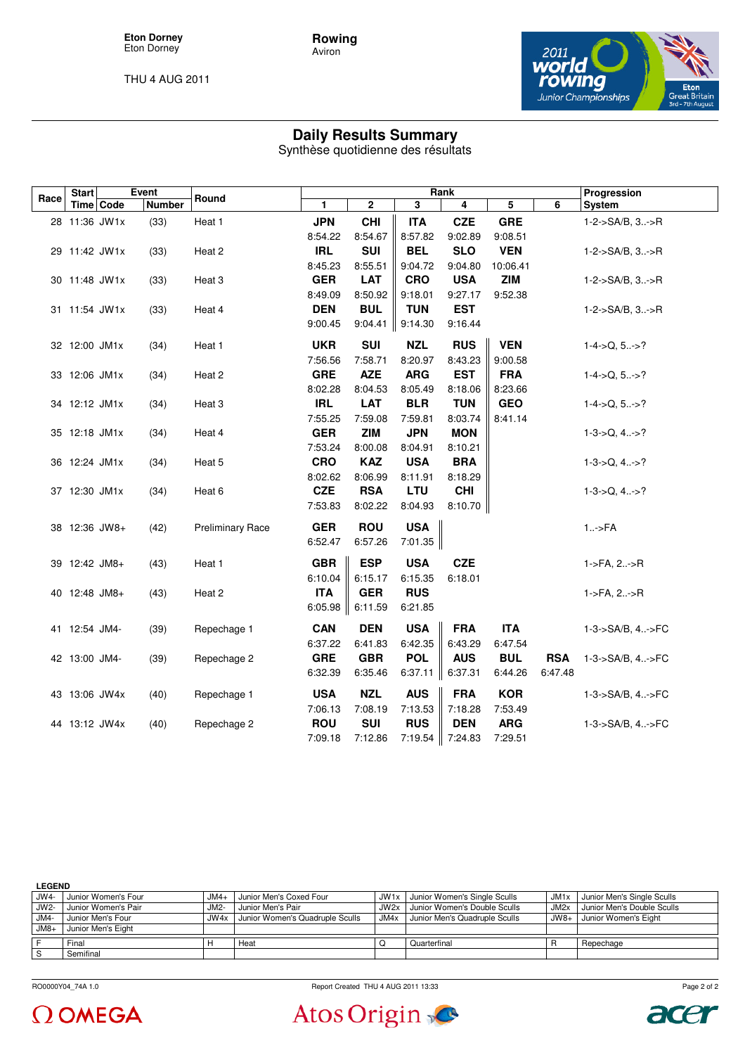Eton Dorney
Eton Dorney

THU 4 AUG 2011

**Rowing**
Aviron

# Daily Results Summary
Synthèse quotidienne des résultats

| Race | Start Time | Event Code | Event Number | Round | Rank 1 | 2 | 3 | 4 | 5 | 6 | Progression System |
|---|---|---|---|---|---|---|---|---|---|---|---|
| 28 | 11:36 | JW1x | (33) | Heat 1 | **JPN** 8:54.22 | **CHI** 8:54.67 | **ITA** 8:57.82 | **CZE** 9:02.89 | **GRE** 9:08.51 | | 1-2->SA/B, 3..->R |
| 29 | 11:42 | JW1x | (33) | Heat 2 | **IRL** 8:45.23 | **SUI** 8:55.51 | **BEL** 9:04.72 | **SLO** 9:04.80 | **VEN** 10:06.41 | | 1-2->SA/B, 3..->R |
| 30 | 11:48 | JW1x | (33) | Heat 3 | **GER** 8:49.09 | **LAT** 8:50.92 | **CRO** 9:18.01 | **USA** 9:27.17 | **ZIM** 9:52.38 | | 1-2->SA/B, 3..->R |
| 31 | 11:54 | JW1x | (33) | Heat 4 | **DEN** 9:00.45 | **BUL** 9:04.41 | **TUN** 9:14.30 | **EST** 9:16.44 | | | 1-2->SA/B, 3..->R |
| 32 | 12:00 | JM1x | (34) | Heat 1 | **UKR** 7:56.56 | **SUI** 7:58.71 | **NZL** 8:20.97 | **RUS** 8:43.23 | **VEN** 9:00.58 | | 1-4->Q, 5..->? |
| 33 | 12:06 | JM1x | (34) | Heat 2 | **GRE** 8:02.28 | **AZE** 8:04.53 | **ARG** 8:05.49 | **EST** 8:18.06 | **FRA** 8:23.66 | | 1-4->Q, 5..->? |
| 34 | 12:12 | JM1x | (34) | Heat 3 | **IRL** 7:55.25 | **LAT** 7:59.08 | **BLR** 7:59.81 | **TUN** 8:03.74 | **GEO** 8:41.14 | | 1-4->Q, 5..->? |
| 35 | 12:18 | JM1x | (34) | Heat 4 | **GER** 7:53.24 | **ZIM** 8:00.08 | **JPN** 8:04.91 | **MON** 8:10.21 | | | 1-3->Q, 4..->? |
| 36 | 12:24 | JM1x | (34) | Heat 5 | **CRO** 8:02.62 | **KAZ** 8:06.99 | **USA** 8:11.91 | **BRA** 8:18.29 | | | 1-3->Q, 4..->? |
| 37 | 12:30 | JM1x | (34) | Heat 6 | **CZE** 7:53.83 | **RSA** 8:02.22 | **LTU** 8:04.93 | **CHI** 8:10.70 | | | 1-3->Q, 4..->? |
| 38 | 12:36 | JW8+ | (42) | Preliminary Race | **GER** 6:52.47 | **ROU** 6:57.26 | **USA** 7:01.35 | | | | 1..->FA |
| 39 | 12:42 | JM8+ | (43) | Heat 1 | **GBR** 6:10.04 | **ESP** 6:15.17 | **USA** 6:15.35 | **CZE** 6:18.01 | | | 1->FA, 2..->R |
| 40 | 12:48 | JM8+ | (43) | Heat 2 | **ITA** 6:05.98 | **GER** 6:11.59 | **RUS** 6:21.85 | | | | 1->FA, 2..->R |
| 41 | 12:54 | JM4- | (39) | Repechage 1 | **CAN** 6:37.22 | **DEN** 6:41.83 | **USA** 6:42.35 | **FRA** 6:43.29 | **ITA** 6:47.54 | | 1-3->SA/B, 4..->FC |
| 42 | 13:00 | JM4- | (39) | Repechage 2 | **GRE** 6:32.39 | **GBR** 6:35.46 | **POL** 6:37.11 | **AUS** 6:37.31 | **BUL** 6:44.26 | **RSA** 6:47.48 | 1-3->SA/B, 4..->FC |
| 43 | 13:06 | JW4x | (40) | Repechage 1 | **USA** 7:06.13 | **NZL** 7:08.19 | **AUS** 7:13.53 | **FRA** 7:18.28 | **KOR** 7:53.49 | | 1-3->SA/B, 4..->FC |
| 44 | 13:12 | JW4x | (40) | Repechage 2 | **ROU** 7:09.18 | **SUI** 7:12.86 | **RUS** 7:19.54 | **DEN** 7:24.83 | **ARG** 7:29.51 | | 1-3->SA/B, 4..->FC |

**LEGEND**

| | | | | | | | |
|---|---|---|---|---|---|---|---|
| JW4- | Junior Women's Four | JM4+ | Junior Men's Coxed Four | JW1x | Junior Women's Single Sculls | JM1x | Junior Men's Single Sculls |
| JW2- | Junior Women's Pair | JM2- | Junior Men's Pair | JW2x | Junior Women's Double Sculls | JM2x | Junior Men's Double Sculls |
| JM4- | Junior Men's Four | JW4x | Junior Women's Quadruple Sculls | JM4x | Junior Men's Quadruple Sculls | JW8+ | Junior Women's Eight |
| JM8+ | Junior Men's Eight | | | | | | |
| F | Final | H | Heat | Q | Quarterfinal | R | Repechage |
| S | Semifinal | | | | | | |

RO0000Y04_74A 1.0 Report Created THU 4 AUG 2011 13:33